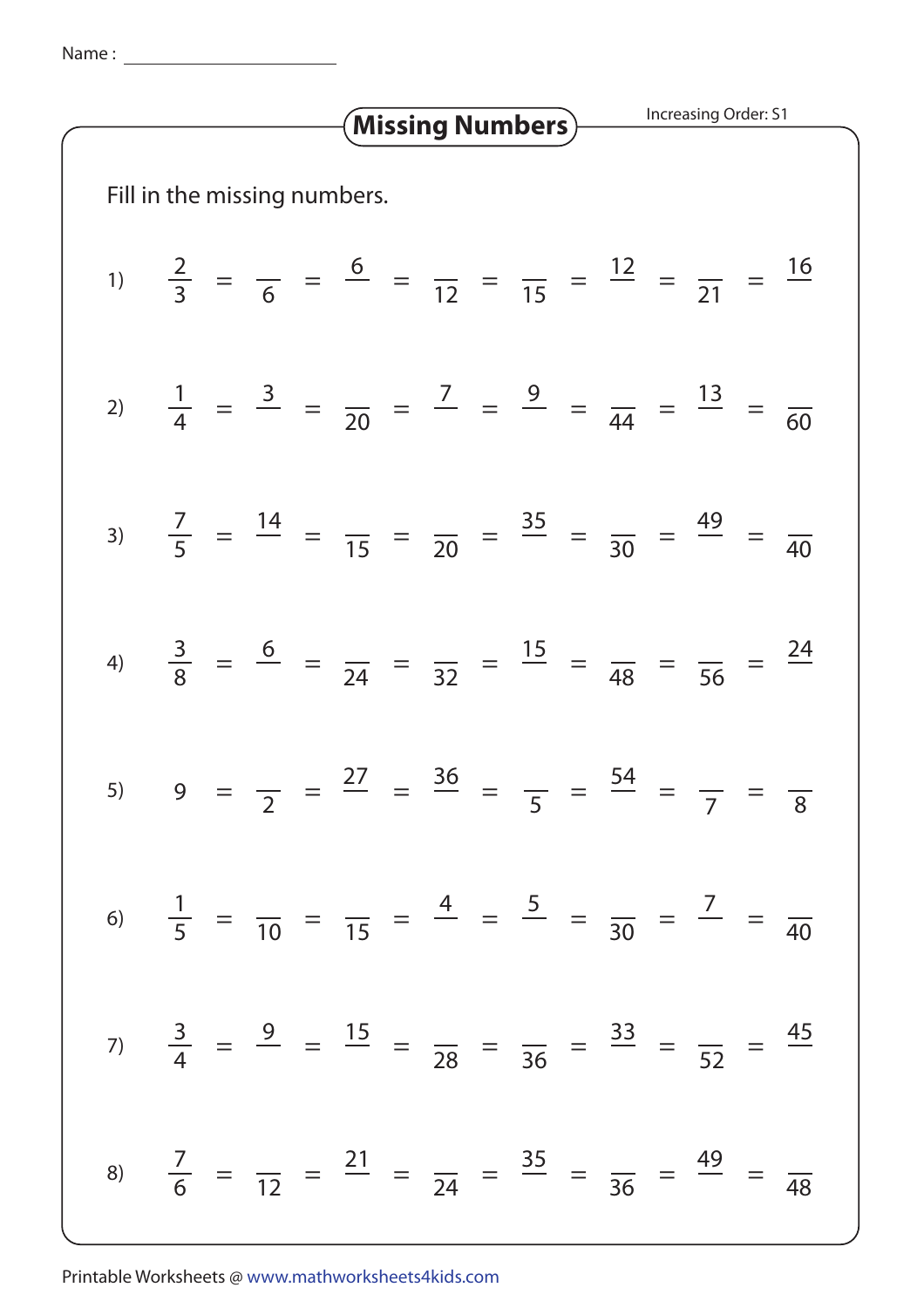Name : ____________________

# Missing Numbers

Increasing Order: S1

Fill in the missing numbers.

1) $\frac{2}{3} = \frac{\quad}{6} = \frac{6}{\quad} = \frac{\quad}{12} = \frac{\quad}{15} = \frac{12}{\quad} = \frac{\quad}{21} = \frac{16}{\quad}$

2) $\frac{1}{4} = \frac{3}{\quad} = \frac{\quad}{20} = \frac{7}{\quad} = \frac{9}{\quad} = \frac{\quad}{44} = \frac{13}{\quad} = \frac{\quad}{60}$

3) $\frac{7}{5} = \frac{14}{\quad} = \frac{\quad}{15} = \frac{\quad}{20} = \frac{35}{\quad} = \frac{\quad}{30} = \frac{49}{\quad} = \frac{\quad}{40}$

4) $\frac{3}{8} = \frac{6}{\quad} = \frac{\quad}{24} = \frac{\quad}{32} = \frac{15}{\quad} = \frac{\quad}{48} = \frac{\quad}{56} = \frac{24}{\quad}$

5) $9 = \frac{\quad}{2} = \frac{27}{\quad} = \frac{36}{\quad} = \frac{\quad}{5} = \frac{54}{\quad} = \frac{\quad}{7} = \frac{\quad}{8}$

6) $\frac{1}{5} = \frac{\quad}{10} = \frac{\quad}{15} = \frac{4}{\quad} = \frac{5}{\quad} = \frac{\quad}{30} = \frac{7}{\quad} = \frac{\quad}{40}$

7) $\frac{3}{4} = \frac{9}{\quad} = \frac{15}{\quad} = \frac{\quad}{28} = \frac{\quad}{36} = \frac{33}{\quad} = \frac{\quad}{52} = \frac{45}{\quad}$

8) $\frac{7}{6} = \frac{\quad}{12} = \frac{21}{\quad} = \frac{\quad}{24} = \frac{35}{\quad} = \frac{\quad}{36} = \frac{49}{\quad} = \frac{\quad}{48}$

Printable Worksheets @ www.mathworksheets4kids.com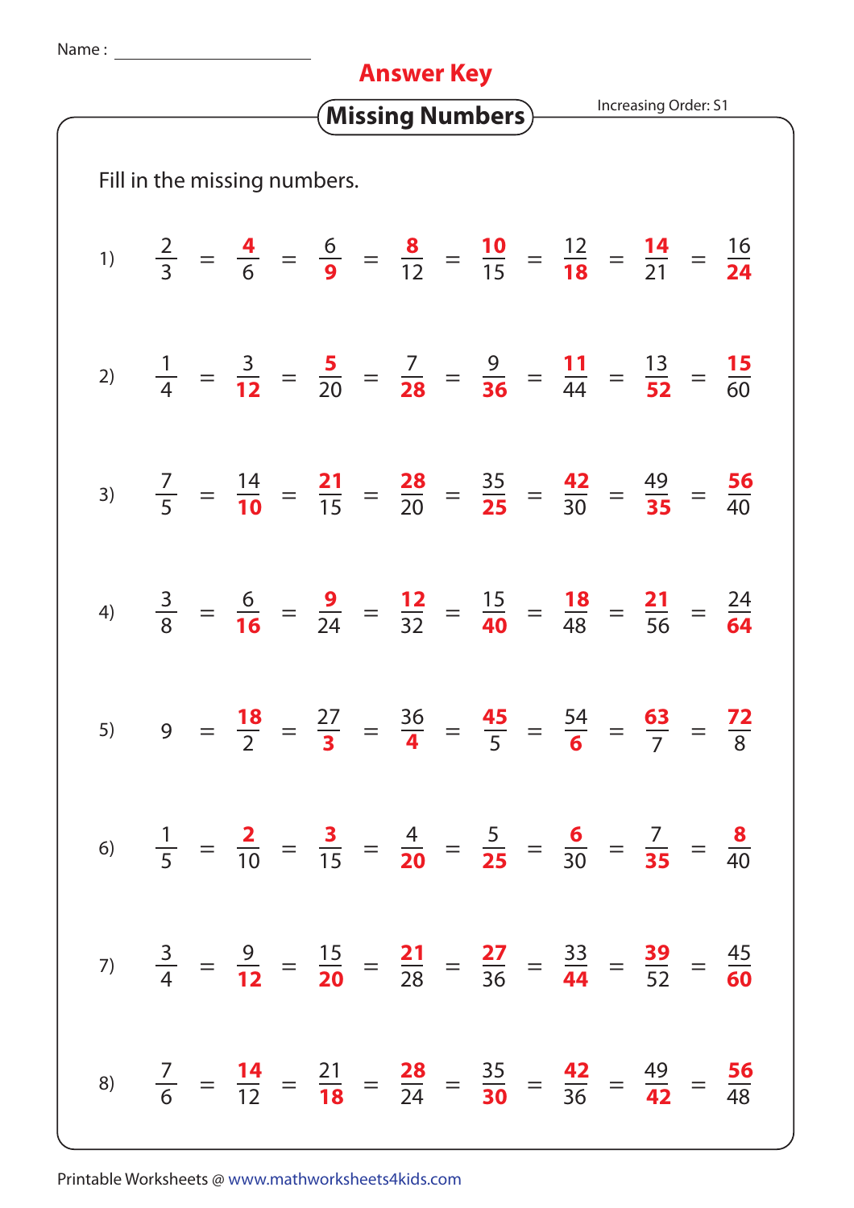Name : ____________________

**Answer Key**

# Missing Numbers

Increasing Order: S1

Fill in the missing numbers.

1) $\frac{2}{3} = \frac{\mathbf{4}}{6} = \frac{6}{\mathbf{9}} = \frac{\mathbf{8}}{12} = \frac{\mathbf{10}}{15} = \frac{12}{\mathbf{18}} = \frac{\mathbf{14}}{21} = \frac{16}{\mathbf{24}}$

2) $\frac{1}{4} = \frac{3}{\mathbf{12}} = \frac{\mathbf{5}}{20} = \frac{7}{\mathbf{28}} = \frac{9}{\mathbf{36}} = \frac{\mathbf{11}}{44} = \frac{13}{\mathbf{52}} = \frac{\mathbf{15}}{60}$

3) $\frac{7}{5} = \frac{14}{\mathbf{10}} = \frac{\mathbf{21}}{15} = \frac{\mathbf{28}}{20} = \frac{35}{\mathbf{25}} = \frac{\mathbf{42}}{30} = \frac{49}{\mathbf{35}} = \frac{\mathbf{56}}{40}$

4) $\frac{3}{8} = \frac{6}{\mathbf{16}} = \frac{\mathbf{9}}{24} = \frac{\mathbf{12}}{32} = \frac{15}{\mathbf{40}} = \frac{\mathbf{18}}{48} = \frac{\mathbf{21}}{56} = \frac{24}{\mathbf{64}}$

5) $9 = \frac{\mathbf{18}}{2} = \frac{27}{\mathbf{3}} = \frac{36}{\mathbf{4}} = \frac{\mathbf{45}}{5} = \frac{54}{\mathbf{6}} = \frac{\mathbf{63}}{7} = \frac{\mathbf{72}}{8}$

6) $\frac{1}{5} = \frac{\mathbf{2}}{10} = \frac{\mathbf{3}}{15} = \frac{4}{\mathbf{20}} = \frac{5}{\mathbf{25}} = \frac{\mathbf{6}}{30} = \frac{7}{\mathbf{35}} = \frac{\mathbf{8}}{40}$

7) $\frac{3}{4} = \frac{9}{\mathbf{12}} = \frac{15}{\mathbf{20}} = \frac{\mathbf{21}}{28} = \frac{\mathbf{27}}{36} = \frac{33}{\mathbf{44}} = \frac{\mathbf{39}}{52} = \frac{45}{\mathbf{60}}$

8) $\frac{7}{6} = \frac{\mathbf{14}}{12} = \frac{21}{\mathbf{18}} = \frac{\mathbf{28}}{24} = \frac{35}{\mathbf{30}} = \frac{\mathbf{42}}{36} = \frac{49}{\mathbf{42}} = \frac{\mathbf{56}}{48}$

Printable Worksheets @ www.mathworksheets4kids.com